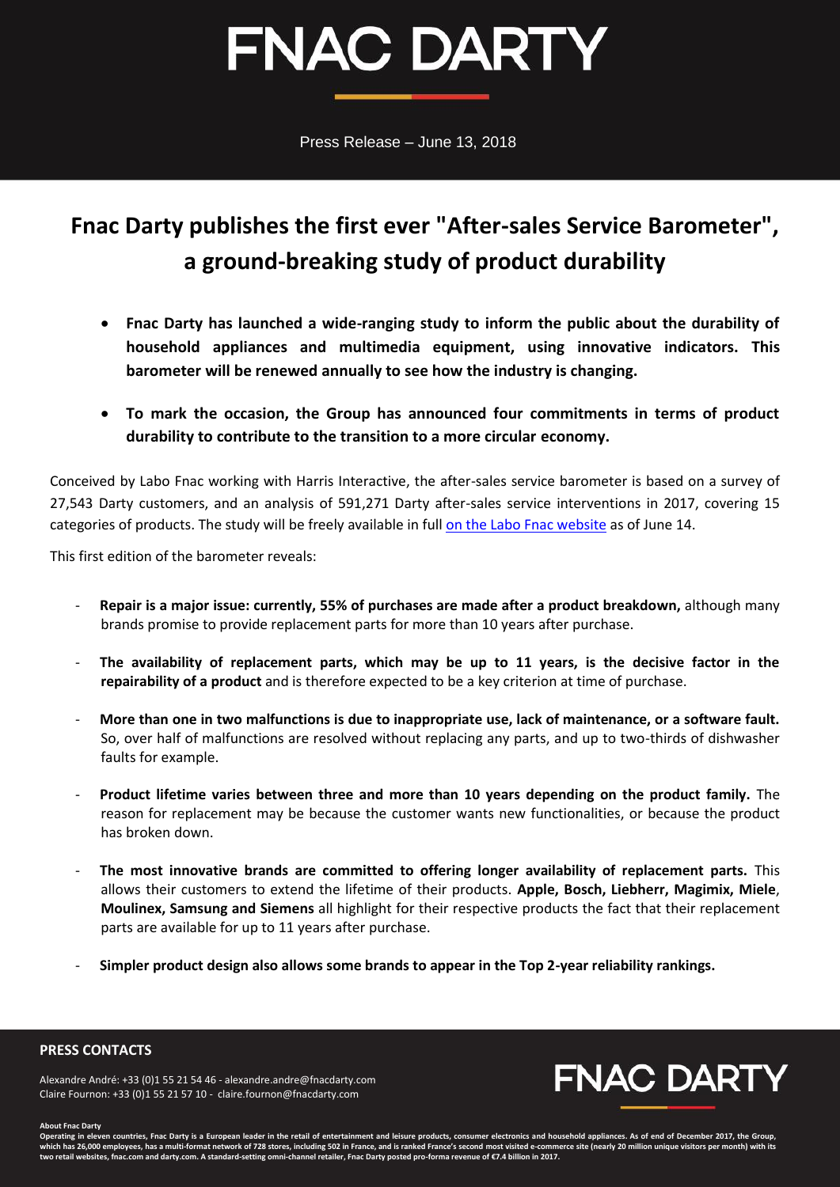# FNAC DARTY

Press Release – June 13, 2018

## Fnac Darty publishes the first ever "After-sales Service Barometer", a ground-breaking study of product durability

- **Fnac Darty has launched a wide-ranging study to inform the public about the durability of household appliances and multimedia equipment, using innovative indicators. This barometer will be renewed annually to see how the industry is changing.**
- **To mark the occasion, the Group has announced four commitments in terms of product durability to contribute to the transition to a more circular economy.**

Conceived by Labo Fnac working with Harris Interactive, the after-sales service barometer is based on a survey of 27,543 Darty customers, and an analysis of 591,271 Darty after-sales service interventions in 2017, covering 15 categories of products. The study will be freely available in full on the Labo Fnac website as of June 14.

This first edition of the barometer reveals:

- **Repair is a major issue: currently, 55% of purchases are made after a product breakdown,** although many brands promise to provide replacement parts for more than 10 years after purchase.
- **The availability of replacement parts, which may be up to 11 years, is the decisive factor in the repairability of a product** and is therefore expected to be a key criterion at time of purchase.
- **More than one in two malfunctions is due to inappropriate use, lack of maintenance, or a software fault.** So, over half of malfunctions are resolved without replacing any parts, and up to two-thirds of dishwasher faults for example.
- **Product lifetime varies between three and more than 10 years depending on the product family.** The reason for replacement may be because the customer wants new functionalities, or because the product has broken down.
- **The most innovative brands are committed to offering longer availability of replacement parts.** This allows their customers to extend the lifetime of their products. **Apple, Bosch, Liebherr, Magimix, Miele**, **Moulinex, Samsung and Siemens** all highlight for their respective products the fact that their replacement parts are available for up to 11 years after purchase.
- **Simpler product design also allows some brands to appear in the Top 2-year reliability rankings.**

**PRESS CONTACTS**

Alexandre André: +33 (0)1 55 21 54 46 - alexandre.andre@fnacdarty.com
Claire Fournon: +33 (0)1 55 21 57 10 - claire.fournon@fnacdarty.com

**About Fnac Darty**
Operating in eleven countries, Fnac Darty is a European leader in the retail of entertainment and leisure products, consumer electronics and household appliances. As of end of December 2017, the Group, which has 26,000 employees, has a multi-format network of 728 stores, including 502 in France, and is ranked France's second most visited e-commerce site (nearly 20 million unique visitors per month) with its two retail websites, fnac.com and darty.com. A standard-setting omni-channel retailer, Fnac Darty posted pro-forma revenue of €7.4 billion in 2017.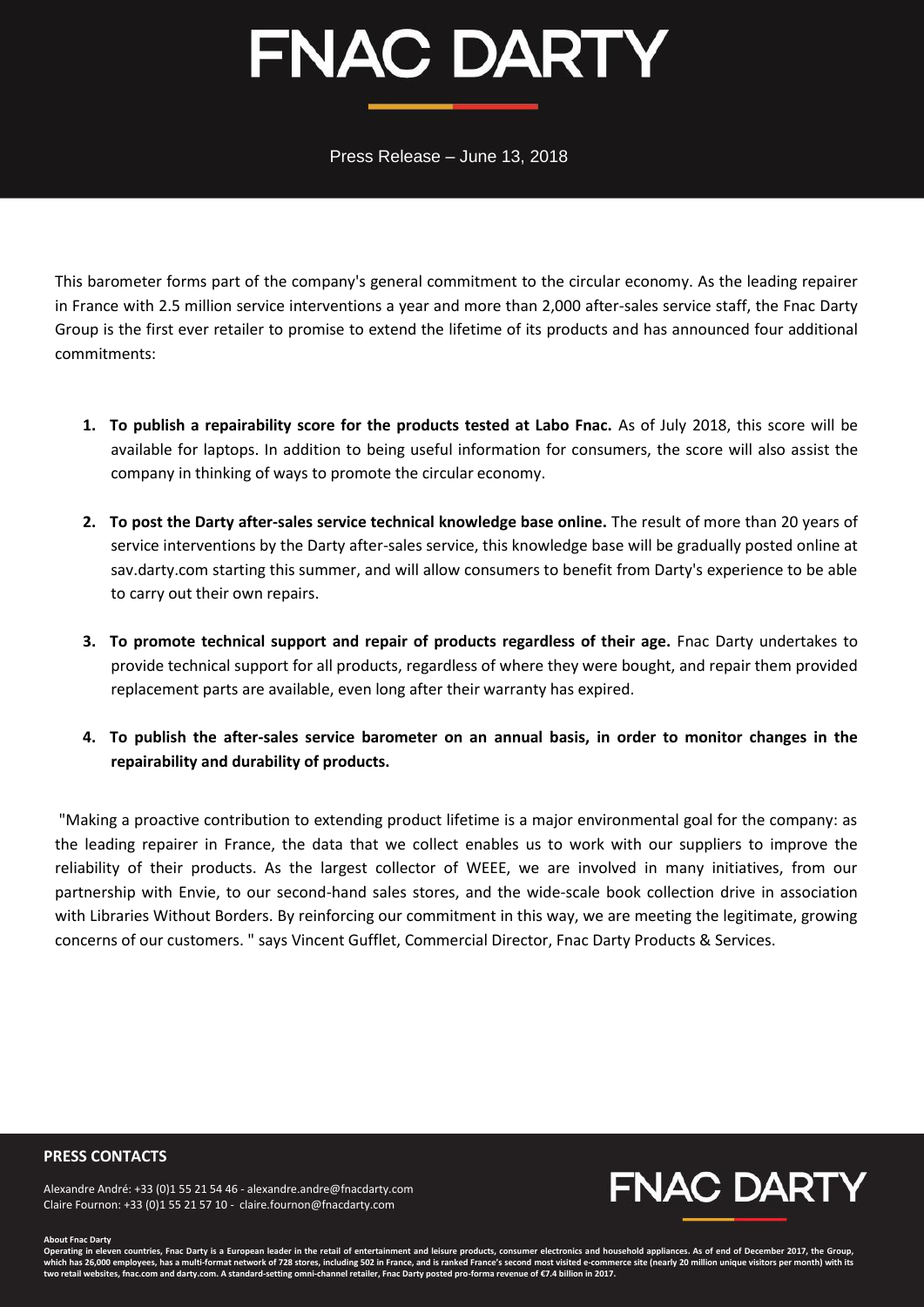# FNAC DARTY

Press Release – June 13, 2018

This barometer forms part of the company's general commitment to the circular economy. As the leading repairer in France with 2.5 million service interventions a year and more than 2,000 after-sales service staff, the Fnac Darty Group is the first ever retailer to promise to extend the lifetime of its products and has announced four additional commitments:

1. **To publish a repairability score for the products tested at Labo Fnac.** As of July 2018, this score will be available for laptops. In addition to being useful information for consumers, the score will also assist the company in thinking of ways to promote the circular economy.
2. **To post the Darty after-sales service technical knowledge base online.** The result of more than 20 years of service interventions by the Darty after-sales service, this knowledge base will be gradually posted online at sav.darty.com starting this summer, and will allow consumers to benefit from Darty's experience to be able to carry out their own repairs.
3. **To promote technical support and repair of products regardless of their age.** Fnac Darty undertakes to provide technical support for all products, regardless of where they were bought, and repair them provided replacement parts are available, even long after their warranty has expired.
4. **To publish the after-sales service barometer on an annual basis, in order to monitor changes in the repairability and durability of products.**

"Making a proactive contribution to extending product lifetime is a major environmental goal for the company: as the leading repairer in France, the data that we collect enables us to work with our suppliers to improve the reliability of their products. As the largest collector of WEEE, we are involved in many initiatives, from our partnership with Envie, to our second-hand sales stores, and the wide-scale book collection drive in association with Libraries Without Borders. By reinforcing our commitment in this way, we are meeting the legitimate, growing concerns of our customers. " says Vincent Gufflet, Commercial Director, Fnac Darty Products & Services.

**PRESS CONTACTS**

Alexandre André: +33 (0)1 55 21 54 46 - alexandre.andre@fnacdarty.com
Claire Fournon: +33 (0)1 55 21 57 10 - claire.fournon@fnacdarty.com

FNAC DARTY

**About Fnac Darty**
**Operating in eleven countries, Fnac Darty is a European leader in the retail of entertainment and leisure products, consumer electronics and household appliances. As of end of December 2017, the Group, which has 26,000 employees, has a multi-format network of 728 stores, including 502 in France, and is ranked France's second most visited e-commerce site (nearly 20 million unique visitors per month) with its two retail websites, fnac.com and darty.com. A standard-setting omni-channel retailer, Fnac Darty posted pro-forma revenue of €7.4 billion in 2017.**